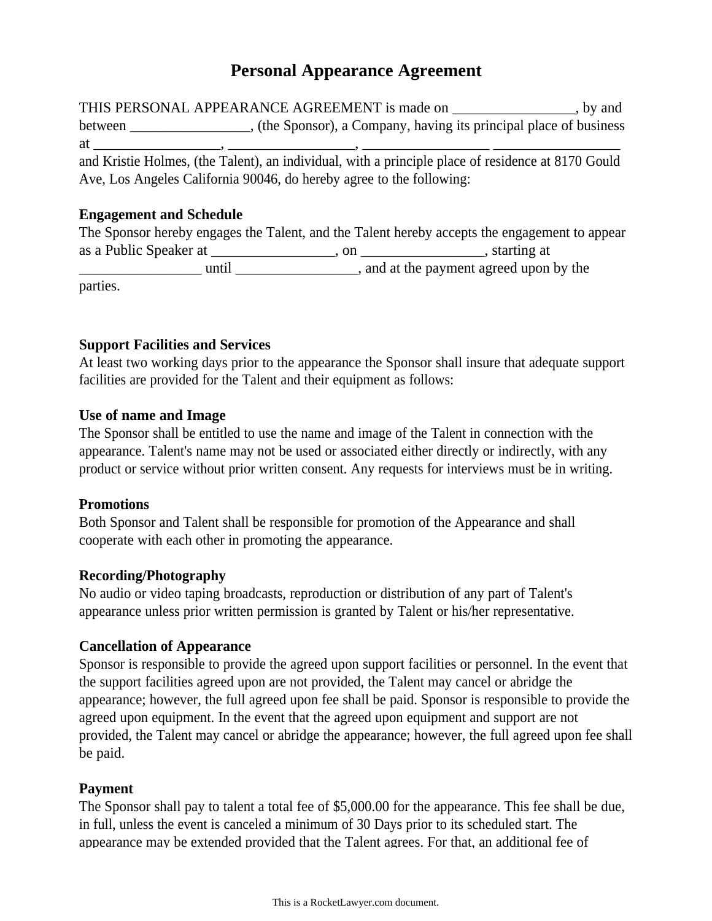# Personal Appearance Agreement

THIS PERSONAL APPEARANCE AGREEMENT is made on _________________, by and between _________________, (the Sponsor), a Company, having its principal place of business at __________________, __________________, __________________ __________________ and Kristie Holmes, (the Talent), an individual, with a principle place of residence at 8170 Gould Ave, Los Angeles California 90046, do hereby agree to the following:

**Engagement and Schedule**
The Sponsor hereby engages the Talent, and the Talent hereby accepts the engagement to appear as a Public Speaker at _________________, on _________________, starting at _________________ until _________________, and at the payment agreed upon by the parties.

**Support Facilities and Services**
At least two working days prior to the appearance the Sponsor shall insure that adequate support facilities are provided for the Talent and their equipment as follows:

**Use of name and Image**
The Sponsor shall be entitled to use the name and image of the Talent in connection with the appearance. Talent's name may not be used or associated either directly or indirectly, with any product or service without prior written consent. Any requests for interviews must be in writing.

**Promotions**
Both Sponsor and Talent shall be responsible for promotion of the Appearance and shall cooperate with each other in promoting the appearance.

**Recording/Photography**
No audio or video taping broadcasts, reproduction or distribution of any part of Talent's appearance unless prior written permission is granted by Talent or his/her representative.

**Cancellation of Appearance**
Sponsor is responsible to provide the agreed upon support facilities or personnel. In the event that the support facilities agreed upon are not provided, the Talent may cancel or abridge the appearance; however, the full agreed upon fee shall be paid. Sponsor is responsible to provide the agreed upon equipment. In the event that the agreed upon equipment and support are not provided, the Talent may cancel or abridge the appearance; however, the full agreed upon fee shall be paid.

**Payment**
The Sponsor shall pay to talent a total fee of $5,000.00 for the appearance. This fee shall be due, in full, unless the event is canceled a minimum of 30 Days prior to its scheduled start. The appearance may be extended provided that the Talent agrees. For that, an additional fee of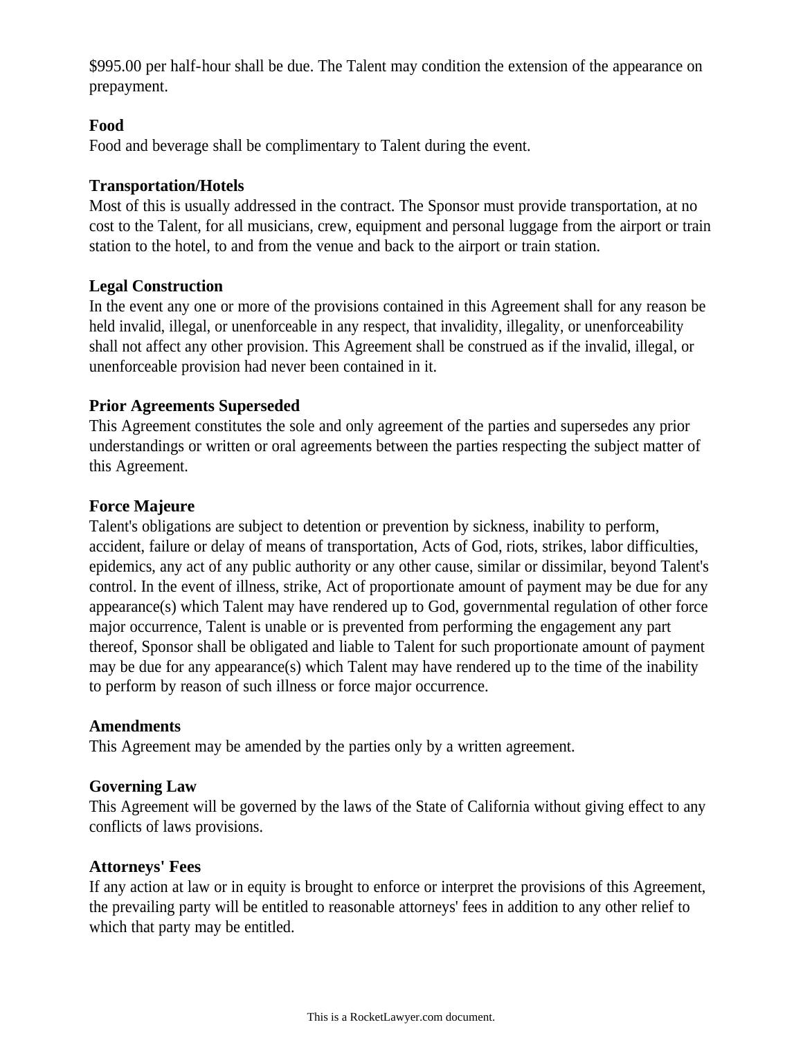$995.00 per half-hour shall be due. The Talent may condition the extension of the appearance on prepayment.

**Food**
Food and beverage shall be complimentary to Talent during the event.

**Transportation/Hotels**
Most of this is usually addressed in the contract. The Sponsor must provide transportation, at no cost to the Talent, for all musicians, crew, equipment and personal luggage from the airport or train station to the hotel, to and from the venue and back to the airport or train station.

**Legal Construction**
In the event any one or more of the provisions contained in this Agreement shall for any reason be held invalid, illegal, or unenforceable in any respect, that invalidity, illegality, or unenforceability shall not affect any other provision. This Agreement shall be construed as if the invalid, illegal, or unenforceable provision had never been contained in it.

**Prior Agreements Superseded**
This Agreement constitutes the sole and only agreement of the parties and supersedes any prior understandings or written or oral agreements between the parties respecting the subject matter of this Agreement.

**Force Majeure**
Talent's obligations are subject to detention or prevention by sickness, inability to perform, accident, failure or delay of means of transportation, Acts of God, riots, strikes, labor difficulties, epidemics, any act of any public authority or any other cause, similar or dissimilar, beyond Talent's control. In the event of illness, strike, Act of proportionate amount of payment may be due for any appearance(s) which Talent may have rendered up to God, governmental regulation of other force major occurrence, Talent is unable or is prevented from performing the engagement any part thereof, Sponsor shall be obligated and liable to Talent for such proportionate amount of payment may be due for any appearance(s) which Talent may have rendered up to the time of the inability to perform by reason of such illness or force major occurrence.

**Amendments**
This Agreement may be amended by the parties only by a written agreement.

**Governing Law**
This Agreement will be governed by the laws of the State of California without giving effect to any conflicts of laws provisions.

**Attorneys' Fees**
If any action at law or in equity is brought to enforce or interpret the provisions of this Agreement, the prevailing party will be entitled to reasonable attorneys' fees in addition to any other relief to which that party may be entitled.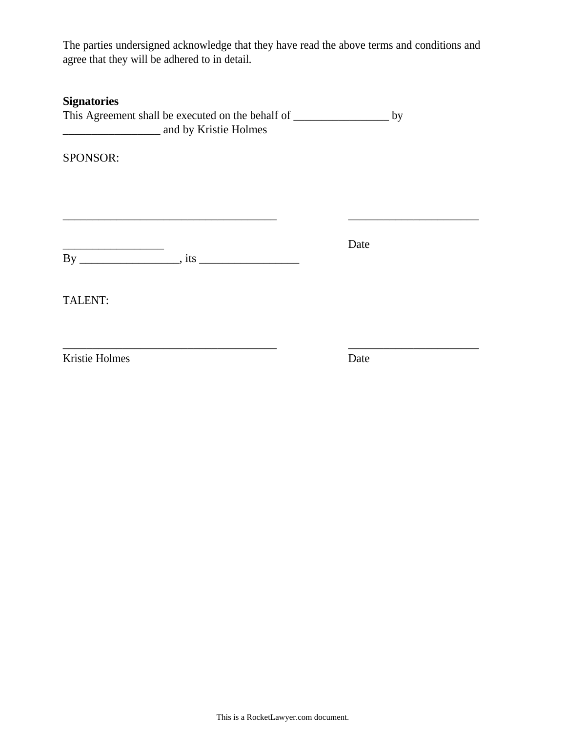The parties undersigned acknowledge that they have read the above terms and conditions and agree that they will be adhered to in detail.

**Signatories**
This Agreement shall be executed on the behalf of _________________ by _________________ and by Kristie Holmes

SPONSOR:

_____________________________________ _______________________

_________________ Date
By _________________, its _________________

TALENT:

_____________________________________ _______________________
Kristie Holmes Date

This is a RocketLawyer.com document.